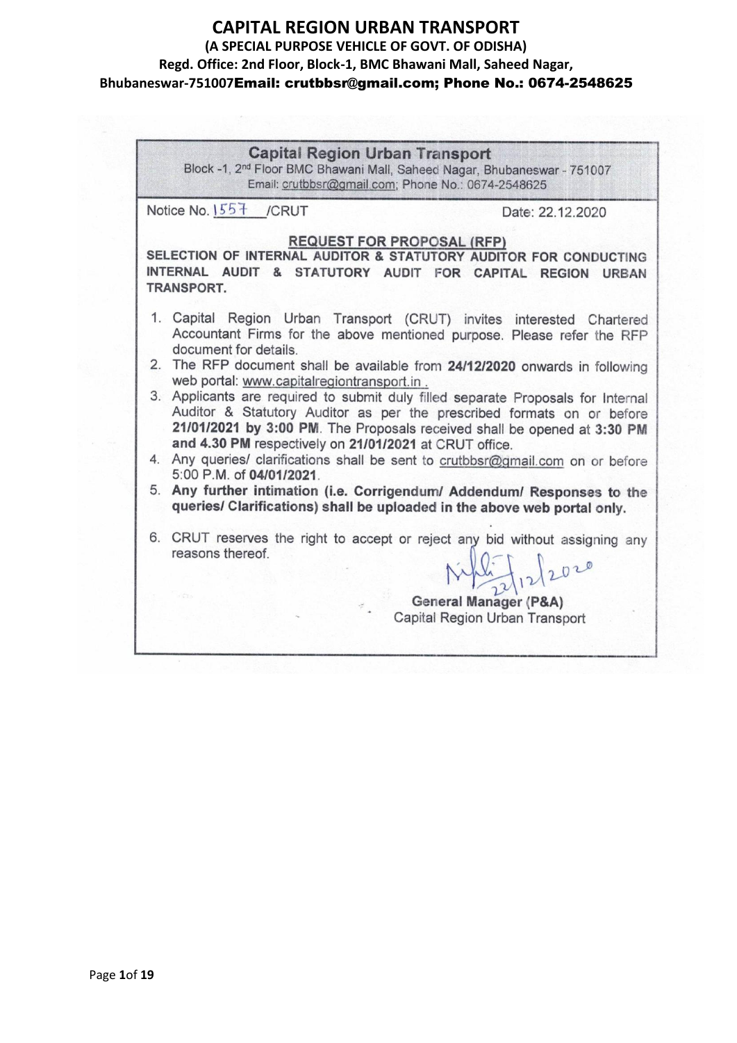# CAPITAL REGION URBAN TRANSPORT

**(A SPECIAL PURPOSE VEHICLE OF GOVT. OF ODISHA)**

**Regd. Office: 2nd Floor, Block-1, BMC Bhawani Mall, Saheed Nagar, Bhubaneswar-751007Email: crutbbsr@gmail.com; Phone No.: 0674-2548625**

**Capital Region Urban Transport**

Block -1, 2nd Floor BMC Bhawani Mall, Saheed Nagar, Bhubaneswar - 751007
Email: crutbbsr@gmail.com; Phone No.: 0674-2548625

Notice No. 1557 /CRUT                                                    Date: 22.12.2020

**REQUEST FOR PROPOSAL (RFP)**

**SELECTION OF INTERNAL AUDITOR & STATUTORY AUDITOR FOR CONDUCTING INTERNAL AUDIT & STATUTORY AUDIT FOR CAPITAL REGION URBAN TRANSPORT.**

1. Capital Region Urban Transport (CRUT) invites interested Chartered Accountant Firms for the above mentioned purpose. Please refer the RFP document for details.
2. The RFP document shall be available from **24/12/2020** onwards in following web portal: www.capitalregiontransport.in .
3. Applicants are required to submit duly filled separate Proposals for Internal Auditor & Statutory Auditor as per the prescribed formats on or before **21/01/2021 by 3:00 PM**. The Proposals received shall be opened at **3:30 PM and 4.30 PM** respectively on **21/01/2021** at CRUT office.
4. Any queries/ clarifications shall be sent to crutbbsr@gmail.com on or before 5:00 P.M. of **04/01/2021**.
5. **Any further intimation (i.e. Corrigendum/ Addendum/ Responses to the queries/ Clarifications) shall be uploaded in the above web portal only.**
6. CRUT reserves the right to accept or reject any bid without assigning any reasons thereof.

22/12/2020

**General Manager (P&A)**
Capital Region Urban Transport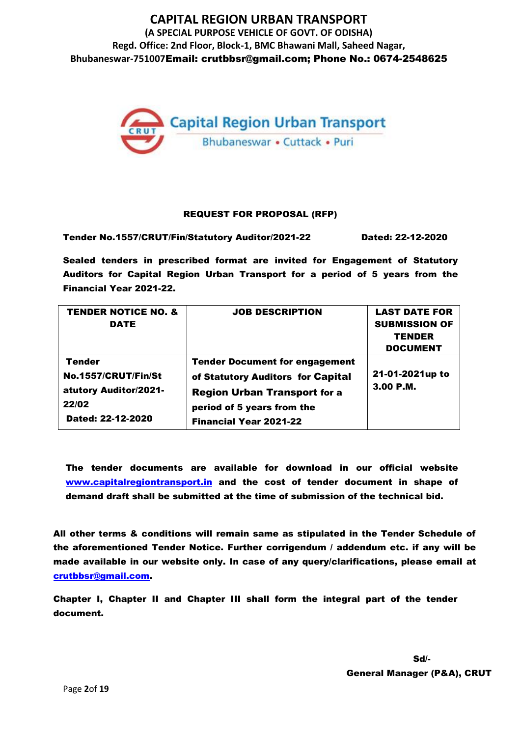# CAPITAL REGION URBAN TRANSPORT

**(A SPECIAL PURPOSE VEHICLE OF GOVT. OF ODISHA)**
**Regd. Office: 2nd Floor, Block-1, BMC Bhawani Mall, Saheed Nagar, Bhubaneswar-751007Email: crutbbsr@gmail.com; Phone No.: 0674-2548625**

## REQUEST FOR PROPOSAL (RFP)

**Tender No.1557/CRUT/Fin/Statutory Auditor/2021-22 Dated: 22-12-2020**

**Sealed tenders in prescribed format are invited for Engagement of Statutory Auditors for Capital Region Urban Transport for a period of 5 years from the Financial Year 2021-22.**

| TENDER NOTICE NO. & DATE | JOB DESCRIPTION | LAST DATE FOR SUBMISSION OF TENDER DOCUMENT |
|---|---|---|
| **Tender No.1557/CRUT/Fin/Statutory Auditor/2021-22/02 Dated: 22-12-2020** | **Tender Document for engagement of Statutory Auditors for Capital Region Urban Transport for a period of 5 years from the Financial Year 2021-22** | **21-01-2021up to 3.00 P.M.** |

**The tender documents are available for download in our official website www.capitalregiontransport.in and the cost of tender document in shape of demand draft shall be submitted at the time of submission of the technical bid.**

**All other terms & conditions will remain same as stipulated in the Tender Schedule of the aforementioned Tender Notice. Further corrigendum / addendum etc. if any will be made available in our website only. In case of any query/clarifications, please email at crutbbsr@gmail.com.**

**Chapter I, Chapter II and Chapter III shall form the integral part of the tender document.**

**Sd/-**
**General Manager (P&A), CRUT**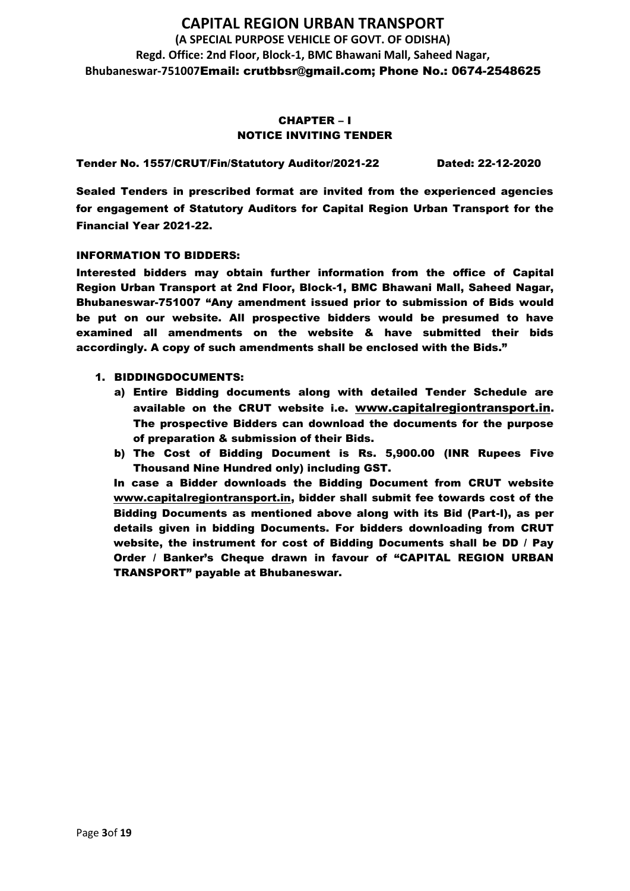# CAPITAL REGION URBAN TRANSPORT

**(A SPECIAL PURPOSE VEHICLE OF GOVT. OF ODISHA)**

**Regd. Office: 2nd Floor, Block-1, BMC Bhawani Mall, Saheed Nagar, Bhubaneswar-751007Email: crutbbsr@gmail.com; Phone No.: 0674-2548625**

## CHAPTER – I
## NOTICE INVITING TENDER

**Tender No. 1557/CRUT/Fin/Statutory Auditor/2021-22 Dated: 22-12-2020**

**Sealed Tenders in prescribed format are invited from the experienced agencies for engagement of Statutory Auditors for Capital Region Urban Transport for the Financial Year 2021-22.**

**INFORMATION TO BIDDERS:**

**Interested bidders may obtain further information from the office of Capital Region Urban Transport at 2nd Floor, Block-1, BMC Bhawani Mall, Saheed Nagar, Bhubaneswar-751007 "Any amendment issued prior to submission of Bids would be put on our website. All prospective bidders would be presumed to have examined all amendments on the website & have submitted their bids accordingly. A copy of such amendments shall be enclosed with the Bids."**

1. **BIDDINGDOCUMENTS:**
   a) **Entire Bidding documents along with detailed Tender Schedule are available on the CRUT website i.e. www.capitalregiontransport.in. The prospective Bidders can download the documents for the purpose of preparation & submission of their Bids.**
   b) **The Cost of Bidding Document is Rs. 5,900.00 (INR Rupees Five Thousand Nine Hundred only) including GST.**

   **In case a Bidder downloads the Bidding Document from CRUT website www.capitalregiontransport.in, bidder shall submit fee towards cost of the Bidding Documents as mentioned above along with its Bid (Part-I), as per details given in bidding Documents. For bidders downloading from CRUT website, the instrument for cost of Bidding Documents shall be DD / Pay Order / Banker's Cheque drawn in favour of "CAPITAL REGION URBAN TRANSPORT" payable at Bhubaneswar.**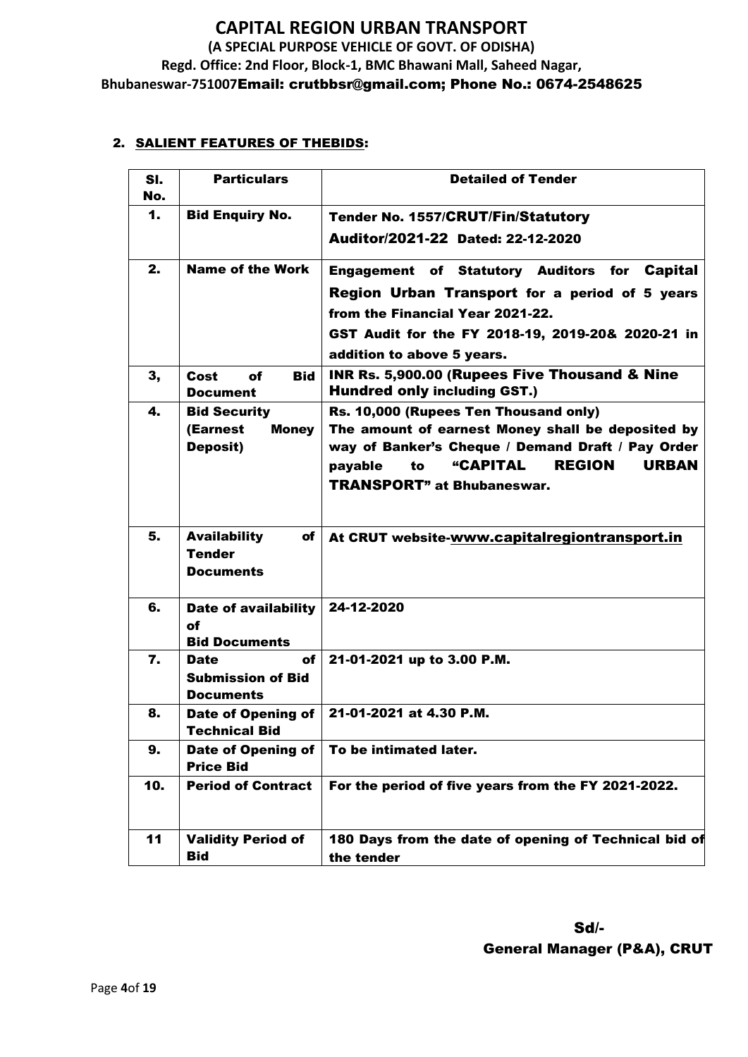# CAPITAL REGION URBAN TRANSPORT

**(A SPECIAL PURPOSE VEHICLE OF GOVT. OF ODISHA)**

**Regd. Office: 2nd Floor, Block-1, BMC Bhawani Mall, Saheed Nagar, Bhubaneswar-751007Email: crutbbsr@gmail.com; Phone No.: 0674-2548625**

## 2. SALIENT FEATURES OF THEBIDS:

| Sl. No. | Particulars | Detailed of Tender |
|---|---|---|
| 1. | Bid Enquiry No. | Tender No. 1557/CRUT/Fin/Statutory Auditor/2021-22 Dated: 22-12-2020 |
| 2. | Name of the Work | Engagement of Statutory Auditors for Capital Region Urban Transport for a period of 5 years from the Financial Year 2021-22.<br>GST Audit for the FY 2018-19, 2019-20& 2020-21 in addition to above 5 years. |
| 3, | Cost of Bid Document | INR Rs. 5,900.00 (Rupees Five Thousand & Nine Hundred only including GST.) |
| 4. | Bid Security (Earnest Money Deposit) | Rs. 10,000 (Rupees Ten Thousand only)<br>The amount of earnest Money shall be deposited by way of Banker's Cheque / Demand Draft / Pay Order payable to "CAPITAL REGION URBAN TRANSPORT" at Bhubaneswar. |
| 5. | Availability of Tender Documents | At CRUT website-www.capitalregiontransport.in |
| 6. | Date of availability of Bid Documents | 24-12-2020 |
| 7. | Date of Submission of Bid Documents | 21-01-2021 up to 3.00 P.M. |
| 8. | Date of Opening of Technical Bid | 21-01-2021 at 4.30 P.M. |
| 9. | Date of Opening of Price Bid | To be intimated later. |
| 10. | Period of Contract | For the period of five years from the FY 2021-2022. |
| 11 | Validity Period of Bid | 180 Days from the date of opening of Technical bid of the tender |

Sd/-

General Manager (P&A), CRUT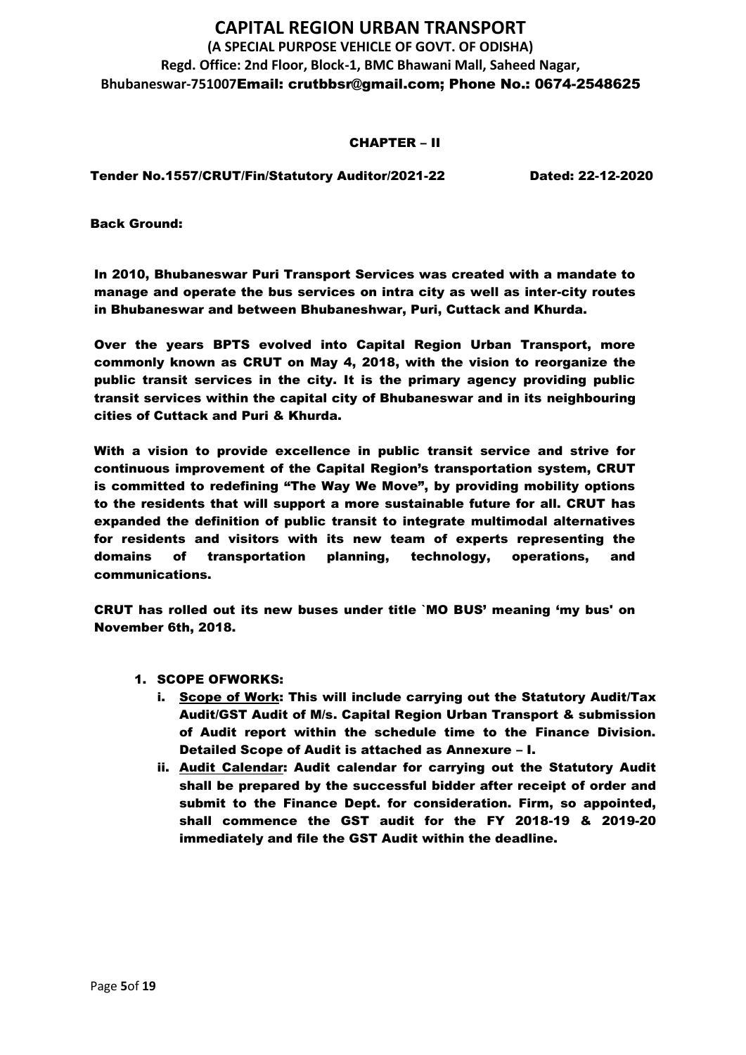# CAPITAL REGION URBAN TRANSPORT

**(A SPECIAL PURPOSE VEHICLE OF GOVT. OF ODISHA)**

**Regd. Office: 2nd Floor, Block-1, BMC Bhawani Mall, Saheed Nagar, Bhubaneswar-751007Email: crutbbsr@gmail.com; Phone No.: 0674-2548625**

## CHAPTER – II

**Tender No.1557/CRUT/Fin/Statutory Auditor/2021-22 Dated: 22-12-2020**

**Back Ground:**

**In 2010, Bhubaneswar Puri Transport Services was created with a mandate to manage and operate the bus services on intra city as well as inter-city routes in Bhubaneswar and between Bhubaneshwar, Puri, Cuttack and Khurda.**

**Over the years BPTS evolved into Capital Region Urban Transport, more commonly known as CRUT on May 4, 2018, with the vision to reorganize the public transit services in the city. It is the primary agency providing public transit services within the capital city of Bhubaneswar and in its neighbouring cities of Cuttack and Puri & Khurda.**

**With a vision to provide excellence in public transit service and strive for continuous improvement of the Capital Region's transportation system, CRUT is committed to redefining "The Way We Move", by providing mobility options to the residents that will support a more sustainable future for all. CRUT has expanded the definition of public transit to integrate multimodal alternatives for residents and visitors with its new team of experts representing the domains of transportation planning, technology, operations, and communications.**

**CRUT has rolled out its new buses under title `MO BUS' meaning 'my bus' on November 6th, 2018.**

1. **SCOPE OFWORKS:**
   i. **Scope of Work: This will include carrying out the Statutory Audit/Tax Audit/GST Audit of M/s. Capital Region Urban Transport & submission of Audit report within the schedule time to the Finance Division. Detailed Scope of Audit is attached as Annexure – I.**
   ii. **Audit Calendar: Audit calendar for carrying out the Statutory Audit shall be prepared by the successful bidder after receipt of order and submit to the Finance Dept. for consideration. Firm, so appointed, shall commence the GST audit for the FY 2018-19 & 2019-20 immediately and file the GST Audit within the deadline.**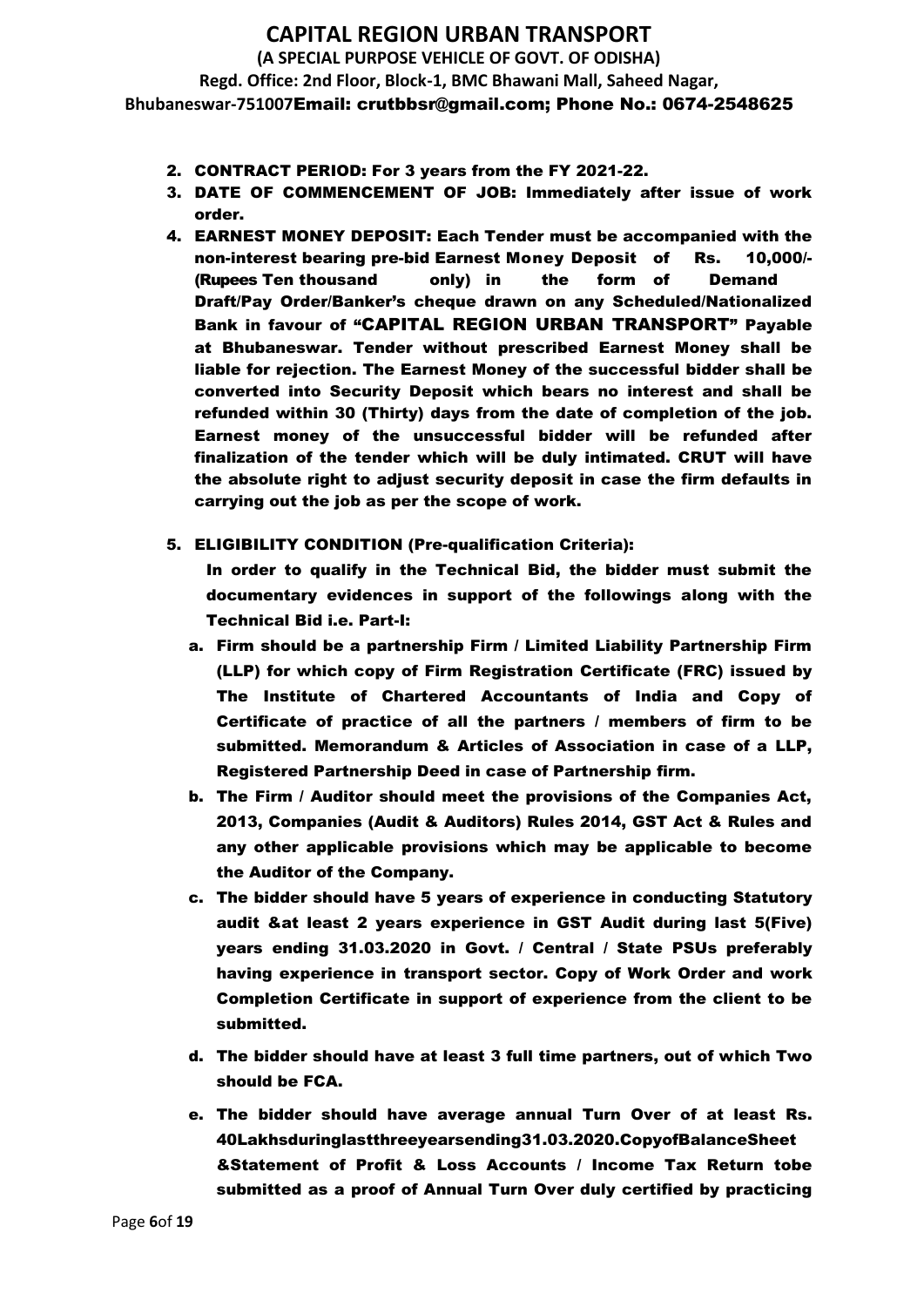2. **CONTRACT PERIOD: For 3 years from the FY 2021-22.**
3. **DATE OF COMMENCEMENT OF JOB: Immediately after issue of work order.**
4. **EARNEST MONEY DEPOSIT: Each Tender must be accompanied with the non-interest bearing pre-bid Earnest Money Deposit of Rs. 10,000/- (Rupees Ten thousand only) in the form of Demand Draft/Pay Order/Banker's cheque drawn on any Scheduled/Nationalized Bank in favour of "CAPITAL REGION URBAN TRANSPORT" Payable at Bhubaneswar. Tender without prescribed Earnest Money shall be liable for rejection. The Earnest Money of the successful bidder shall be converted into Security Deposit which bears no interest and shall be refunded within 30 (Thirty) days from the date of completion of the job. Earnest money of the unsuccessful bidder will be refunded after finalization of the tender which will be duly intimated. CRUT will have the absolute right to adjust security deposit in case the firm defaults in carrying out the job as per the scope of work.**
5. **ELIGIBILITY CONDITION (Pre-qualification Criteria):**

   **In order to qualify in the Technical Bid, the bidder must submit the documentary evidences in support of the followings along with the Technical Bid i.e. Part-I:**

   a. **Firm should be a partnership Firm / Limited Liability Partnership Firm (LLP) for which copy of Firm Registration Certificate (FRC) issued by The Institute of Chartered Accountants of India and Copy of Certificate of practice of all the partners / members of firm to be submitted. Memorandum & Articles of Association in case of a LLP, Registered Partnership Deed in case of Partnership firm.**
   b. **The Firm / Auditor should meet the provisions of the Companies Act, 2013, Companies (Audit & Auditors) Rules 2014, GST Act & Rules and any other applicable provisions which may be applicable to become the Auditor of the Company.**
   c. **The bidder should have 5 years of experience in conducting Statutory audit &at least 2 years experience in GST Audit during last 5(Five) years ending 31.03.2020 in Govt. / Central / State PSUs preferably having experience in transport sector. Copy of Work Order and work Completion Certificate in support of experience from the client to be submitted.**
   d. **The bidder should have at least 3 full time partners, out of which Two should be FCA.**
   e. **The bidder should have average annual Turn Over of at least Rs. 40Lakhsduringlastthreeyearsending31.03.2020.CopyofBalanceSheet &Statement of Profit & Loss Accounts / Income Tax Return tobe submitted as a proof of Annual Turn Over duly certified by practicing**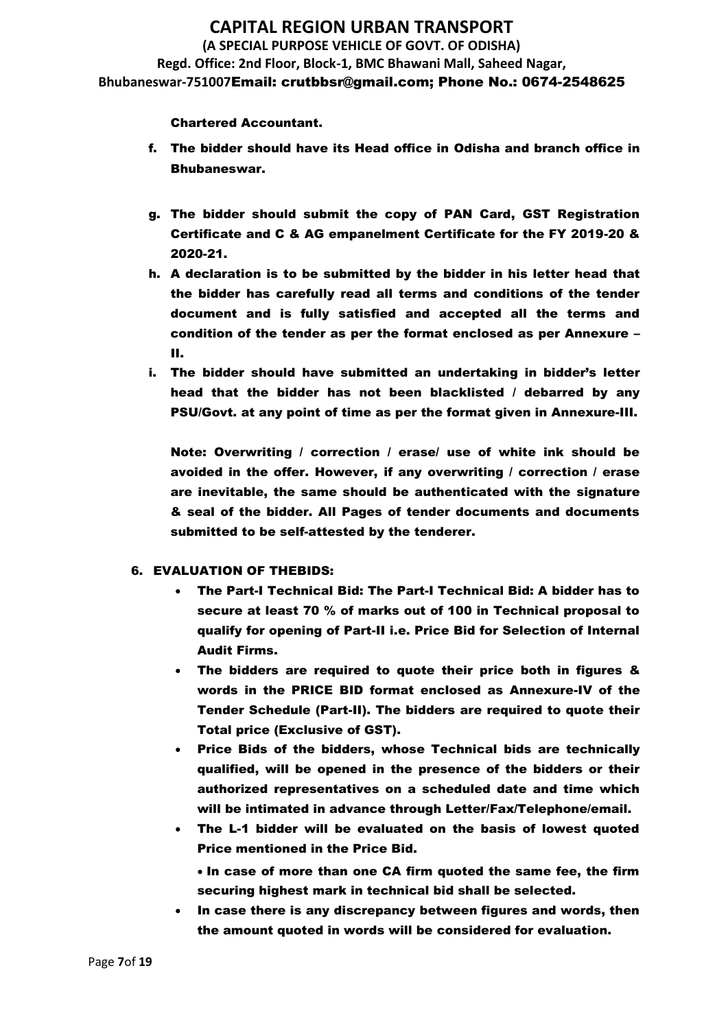**Chartered Accountant.**

f. **The bidder should have its Head office in Odisha and branch office in Bhubaneswar.**

g. **The bidder should submit the copy of PAN Card, GST Registration Certificate and C & AG empanelment Certificate for the FY 2019-20 & 2020-21.**

h. **A declaration is to be submitted by the bidder in his letter head that the bidder has carefully read all terms and conditions of the tender document and is fully satisfied and accepted all the terms and condition of the tender as per the format enclosed as per Annexure – II.**

i. **The bidder should have submitted an undertaking in bidder's letter head that the bidder has not been blacklisted / debarred by any PSU/Govt. at any point of time as per the format given in Annexure-III.**

**Note: Overwriting / correction / erase/ use of white ink should be avoided in the offer. However, if any overwriting / correction / erase are inevitable, the same should be authenticated with the signature & seal of the bidder. All Pages of tender documents and documents submitted to be self-attested by the tenderer.**

**6. EVALUATION OF THEBIDS:**

- **The Part-I Technical Bid: The Part-I Technical Bid: A bidder has to secure at least 70 % of marks out of 100 in Technical proposal to qualify for opening of Part-II i.e. Price Bid for Selection of Internal Audit Firms.**
- **The bidders are required to quote their price both in figures & words in the PRICE BID format enclosed as Annexure-IV of the Tender Schedule (Part-II). The bidders are required to quote their Total price (Exclusive of GST).**
- **Price Bids of the bidders, whose Technical bids are technically qualified, will be opened in the presence of the bidders or their authorized representatives on a scheduled date and time which will be intimated in advance through Letter/Fax/Telephone/email.**
- **The L-1 bidder will be evaluated on the basis of lowest quoted Price mentioned in the Price Bid.**

  • **In case of more than one CA firm quoted the same fee, the firm securing highest mark in technical bid shall be selected.**
- **In case there is any discrepancy between figures and words, then the amount quoted in words will be considered for evaluation.**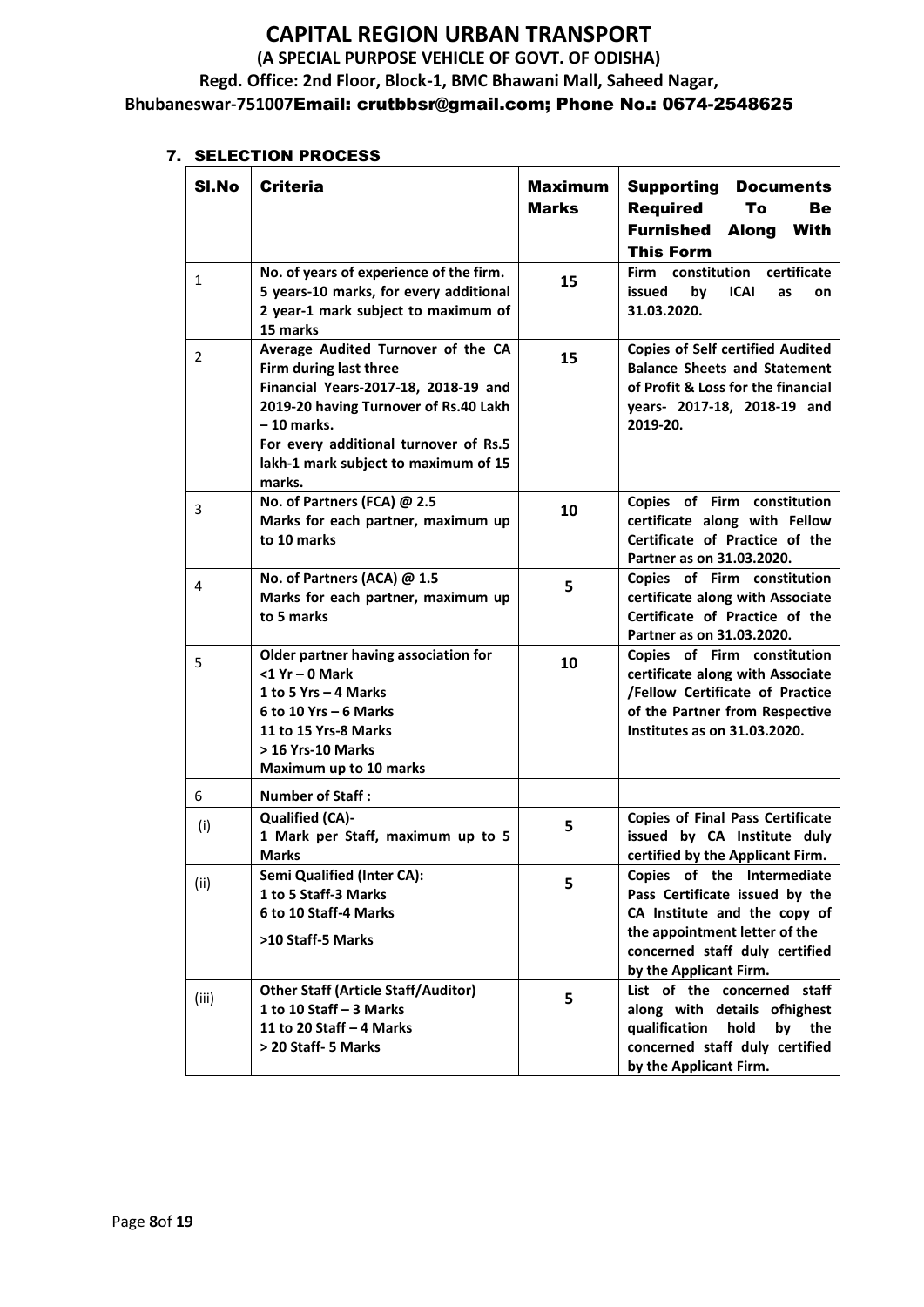## 7. SELECTION PROCESS

| Sl.No | Criteria | Maximum Marks | Supporting Documents Required To Be Furnished Along With This Form |
|---|---|---|---|
| 1 | **No. of years of experience of the firm. 5 years-10 marks, for every additional 2 year-1 mark subject to maximum of 15 marks** | **15** | **Firm constitution certificate issued by ICAI as on 31.03.2020.** |
| 2 | **Average Audited Turnover of the CA Firm during last three Financial Years-2017-18, 2018-19 and 2019-20 having Turnover of Rs.40 Lakh – 10 marks. For every additional turnover of Rs.5 lakh-1 mark subject to maximum of 15 marks.** | **15** | **Copies of Self certified Audited Balance Sheets and Statement of Profit & Loss for the financial years- 2017-18, 2018-19 and 2019-20.** |
| 3 | **No. of Partners (FCA) @ 2.5 Marks for each partner, maximum up to 10 marks** | **10** | **Copies of Firm constitution certificate along with Fellow Certificate of Practice of the Partner as on 31.03.2020.** |
| 4 | **No. of Partners (ACA) @ 1.5 Marks for each partner, maximum up to 5 marks** | **5** | **Copies of Firm constitution certificate along with Associate Certificate of Practice of the Partner as on 31.03.2020.** |
| 5 | **Older partner having association for <1 Yr – 0 Mark<br>1 to 5 Yrs – 4 Marks<br>6 to 10 Yrs – 6 Marks<br>11 to 15 Yrs-8 Marks<br>> 16 Yrs-10 Marks<br>Maximum up to 10 marks** | **10** | **Copies of Firm constitution certificate along with Associate /Fellow Certificate of Practice of the Partner from Respective Institutes as on 31.03.2020.** |
| 6 | **Number of Staff :** | | |
| (i) | **Qualified (CA)- 1 Mark per Staff, maximum up to 5 Marks** | **5** | **Copies of Final Pass Certificate issued by CA Institute duly certified by the Applicant Firm.** |
| (ii) | **Semi Qualified (Inter CA):<br>1 to 5 Staff-3 Marks<br>6 to 10 Staff-4 Marks<br>>10 Staff-5 Marks** | **5** | **Copies of the Intermediate Pass Certificate issued by the CA Institute and the copy of the appointment letter of the concerned staff duly certified by the Applicant Firm.** |
| (iii) | **Other Staff (Article Staff/Auditor)<br>1 to 10 Staff – 3 Marks<br>11 to 20 Staff – 4 Marks<br>> 20 Staff- 5 Marks** | **5** | **List of the concerned staff along with details ofhighest qualification hold by the concerned staff duly certified by the Applicant Firm.** |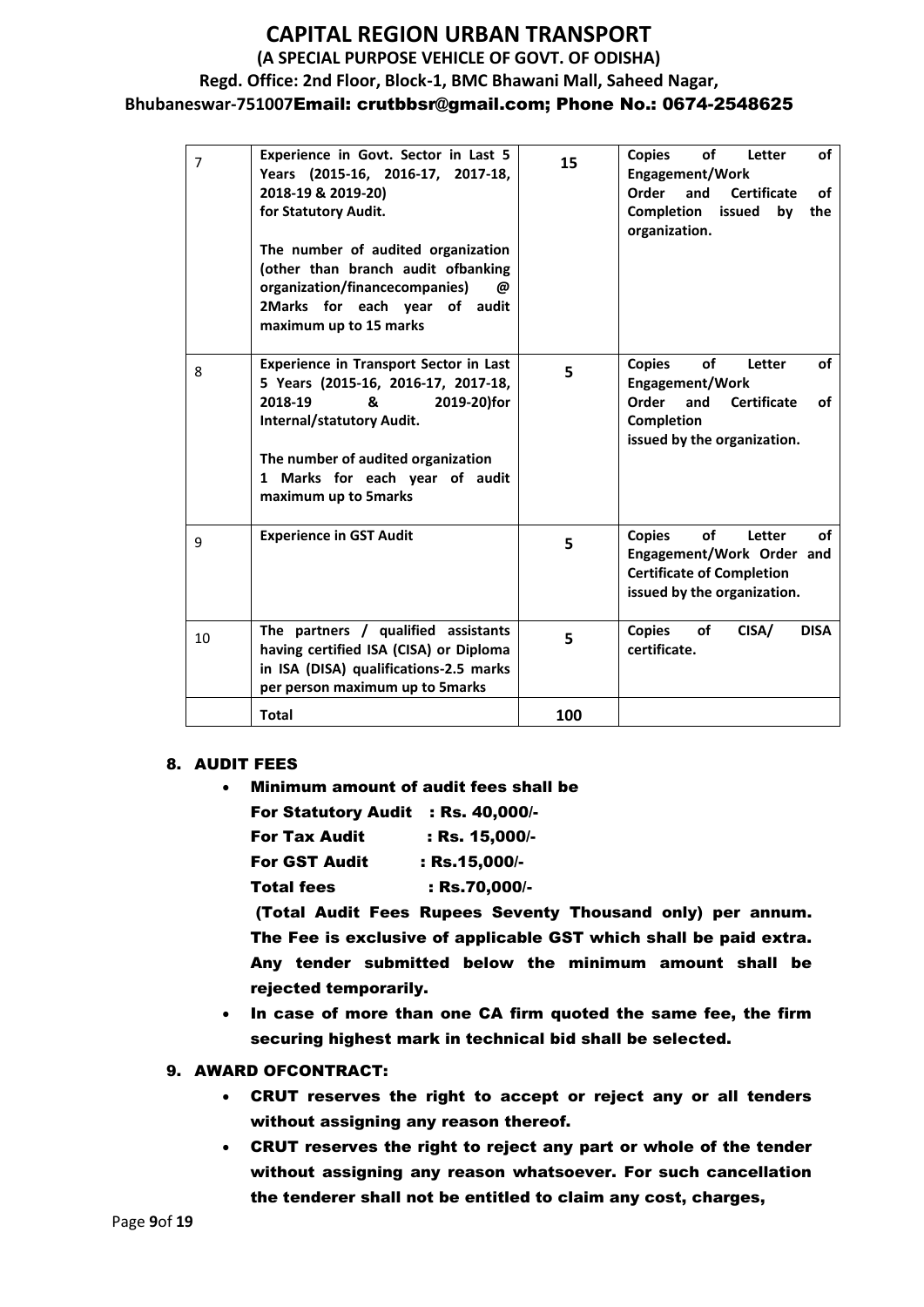| 7 | **Experience in Govt. Sector in Last 5 Years (2015-16, 2016-17, 2017-18, 2018-19 & 2019-20) for Statutory Audit.**<br><br>**The number of audited organization (other than branch audit ofbanking organization/financecompanies) @ 2Marks for each year of audit maximum up to 15 marks** | **15** | **Copies of Letter of Engagement/Work Order and Certificate of Completion issued by the organization.** |
|---|---|---|---|
| 8 | **Experience in Transport Sector in Last 5 Years (2015-16, 2016-17, 2017-18, 2018-19 & 2019-20)for Internal/statutory Audit.**<br><br>**The number of audited organization 1 Marks for each year of audit maximum up to 5marks** | **5** | **Copies of Letter of Engagement/Work Order and Certificate of Completion issued by the organization.** |
| 9 | **Experience in GST Audit** | **5** | **Copies of Letter of Engagement/Work Order and Certificate of Completion issued by the organization.** |
| 10 | **The partners / qualified assistants having certified ISA (CISA) or Diploma in ISA (DISA) qualifications-2.5 marks per person maximum up to 5marks** | **5** | **Copies of CISA/ DISA certificate.** |
| | **Total** | **100** | |

## 8. AUDIT FEES

- **Minimum amount of audit fees shall be**

  **For Statutory Audit : Rs. 40,000/-**

  **For Tax Audit : Rs. 15,000/-**

  **For GST Audit : Rs.15,000/-**

  **Total fees : Rs.70,000/-**

  **(Total Audit Fees Rupees Seventy Thousand only) per annum. The Fee is exclusive of applicable GST which shall be paid extra. Any tender submitted below the minimum amount shall be rejected temporarily.**

- **In case of more than one CA firm quoted the same fee, the firm securing highest mark in technical bid shall be selected.**

## 9. AWARD OFCONTRACT:

- **CRUT reserves the right to accept or reject any or all tenders without assigning any reason thereof.**
- **CRUT reserves the right to reject any part or whole of the tender without assigning any reason whatsoever. For such cancellation the tenderer shall not be entitled to claim any cost, charges,**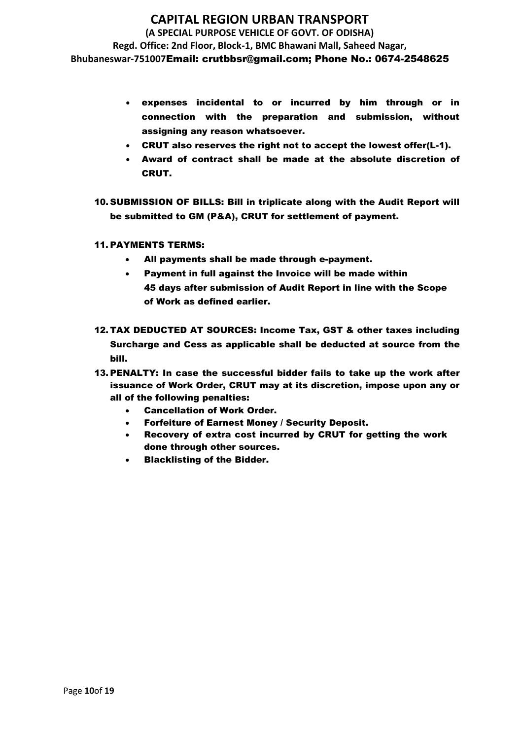- **expenses incidental to or incurred by him through or in connection with the preparation and submission, without assigning any reason whatsoever.**
- **CRUT also reserves the right not to accept the lowest offer(L-1).**
- **Award of contract shall be made at the absolute discretion of CRUT.**

10. **SUBMISSION OF BILLS: Bill in triplicate along with the Audit Report will be submitted to GM (P&A), CRUT for settlement of payment.**

11. **PAYMENTS TERMS:**
    - **All payments shall be made through e-payment.**
    - **Payment in full against the Invoice will be made within 45 days after submission of Audit Report in line with the Scope of Work as defined earlier.**

12. **TAX DEDUCTED AT SOURCES: Income Tax, GST & other taxes including Surcharge and Cess as applicable shall be deducted at source from the bill.**

13. **PENALTY: In case the successful bidder fails to take up the work after issuance of Work Order, CRUT may at its discretion, impose upon any or all of the following penalties:**
    - **Cancellation of Work Order.**
    - **Forfeiture of Earnest Money / Security Deposit.**
    - **Recovery of extra cost incurred by CRUT for getting the work done through other sources.**
    - **Blacklisting of the Bidder.**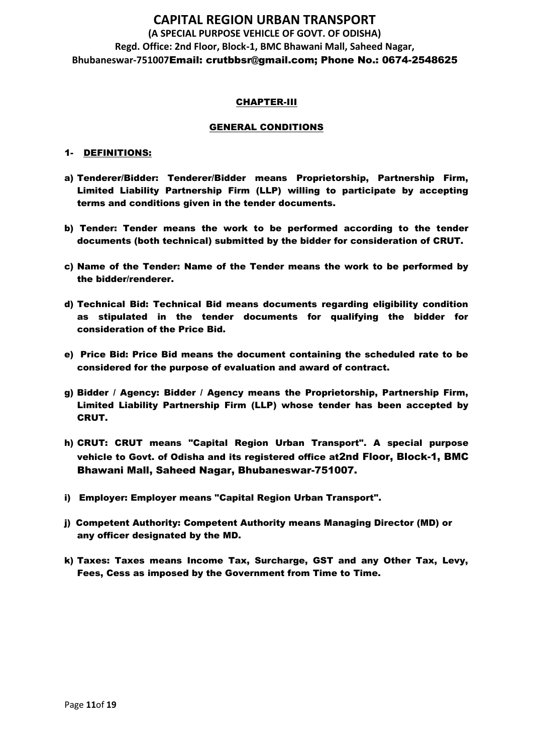# CAPITAL REGION URBAN TRANSPORT

**(A SPECIAL PURPOSE VEHICLE OF GOVT. OF ODISHA)**
**Regd. Office: 2nd Floor, Block-1, BMC Bhawani Mall, Saheed Nagar, Bhubaneswar-751007Email: crutbbsr@gmail.com; Phone No.: 0674-2548625**

## CHAPTER-III

## GENERAL CONDITIONS

### 1- DEFINITIONS:

a) **Tenderer/Bidder: Tenderer/Bidder means Proprietorship, Partnership Firm, Limited Liability Partnership Firm (LLP) willing to participate by accepting terms and conditions given in the tender documents.**

b) **Tender: Tender means the work to be performed according to the tender documents (both technical) submitted by the bidder for consideration of CRUT.**

c) **Name of the Tender: Name of the Tender means the work to be performed by the bidder/renderer.**

d) **Technical Bid: Technical Bid means documents regarding eligibility condition as stipulated in the tender documents for qualifying the bidder for consideration of the Price Bid.**

e) **Price Bid: Price Bid means the document containing the scheduled rate to be considered for the purpose of evaluation and award of contract.**

g) **Bidder / Agency: Bidder / Agency means the Proprietorship, Partnership Firm, Limited Liability Partnership Firm (LLP) whose tender has been accepted by CRUT.**

h) **CRUT: CRUT means "Capital Region Urban Transport". A special purpose vehicle to Govt. of Odisha and its registered office at2nd Floor, Block-1, BMC Bhawani Mall, Saheed Nagar, Bhubaneswar-751007.**

i) **Employer: Employer means "Capital Region Urban Transport".**

j) **Competent Authority: Competent Authority means Managing Director (MD) or any officer designated by the MD.**

k) **Taxes: Taxes means Income Tax, Surcharge, GST and any Other Tax, Levy, Fees, Cess as imposed by the Government from Time to Time.**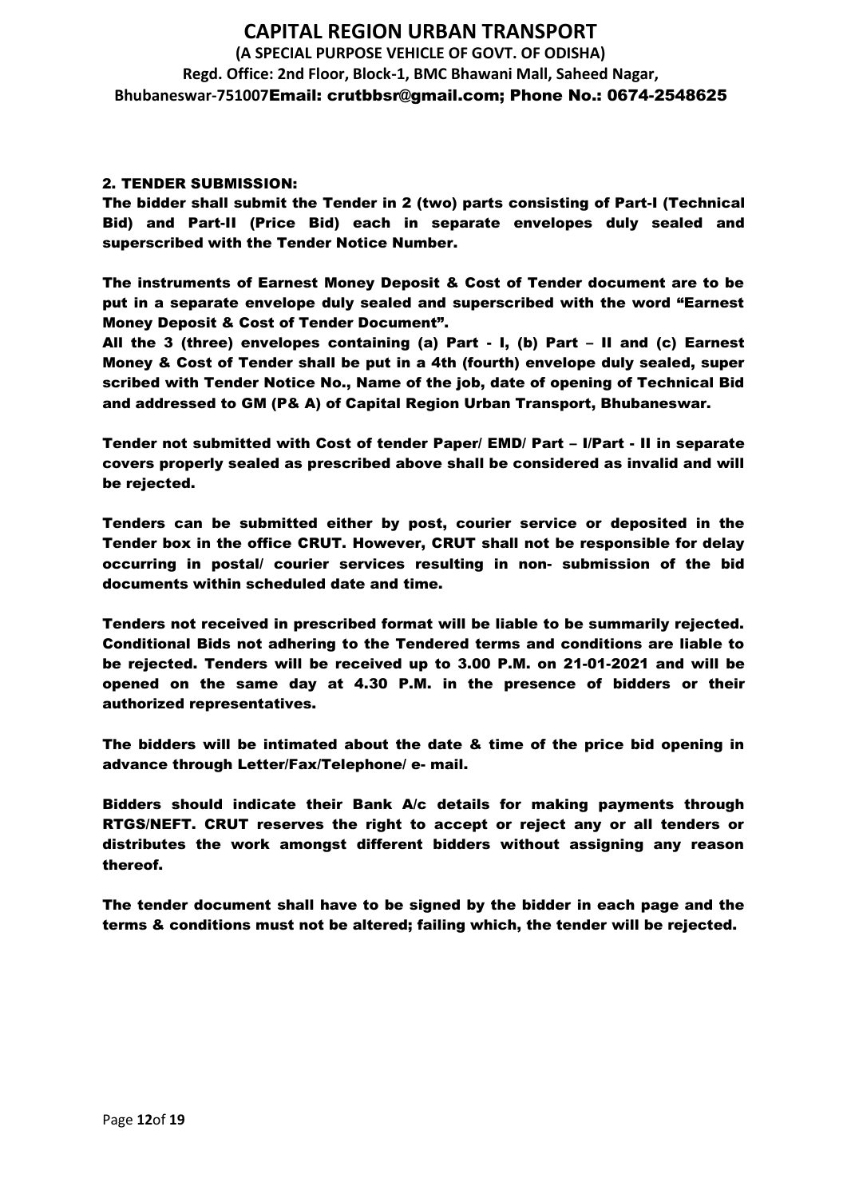## 2. TENDER SUBMISSION:

**The bidder shall submit the Tender in 2 (two) parts consisting of Part-I (Technical Bid) and Part-II (Price Bid) each in separate envelopes duly sealed and superscribed with the Tender Notice Number.**

**The instruments of Earnest Money Deposit & Cost of Tender document are to be put in a separate envelope duly sealed and superscribed with the word "Earnest Money Deposit & Cost of Tender Document".**

**All the 3 (three) envelopes containing (a) Part - I, (b) Part – II and (c) Earnest Money & Cost of Tender shall be put in a 4th (fourth) envelope duly sealed, super scribed with Tender Notice No., Name of the job, date of opening of Technical Bid and addressed to GM (P& A) of Capital Region Urban Transport, Bhubaneswar.**

**Tender not submitted with Cost of tender Paper/ EMD/ Part – I/Part - II in separate covers properly sealed as prescribed above shall be considered as invalid and will be rejected.**

**Tenders can be submitted either by post, courier service or deposited in the Tender box in the office CRUT. However, CRUT shall not be responsible for delay occurring in postal/ courier services resulting in non- submission of the bid documents within scheduled date and time.**

**Tenders not received in prescribed format will be liable to be summarily rejected. Conditional Bids not adhering to the Tendered terms and conditions are liable to be rejected. Tenders will be received up to 3.00 P.M. on 21-01-2021 and will be opened on the same day at 4.30 P.M. in the presence of bidders or their authorized representatives.**

**The bidders will be intimated about the date & time of the price bid opening in advance through Letter/Fax/Telephone/ e- mail.**

**Bidders should indicate their Bank A/c details for making payments through RTGS/NEFT. CRUT reserves the right to accept or reject any or all tenders or distributes the work amongst different bidders without assigning any reason thereof.**

**The tender document shall have to be signed by the bidder in each page and the terms & conditions must not be altered; failing which, the tender will be rejected.**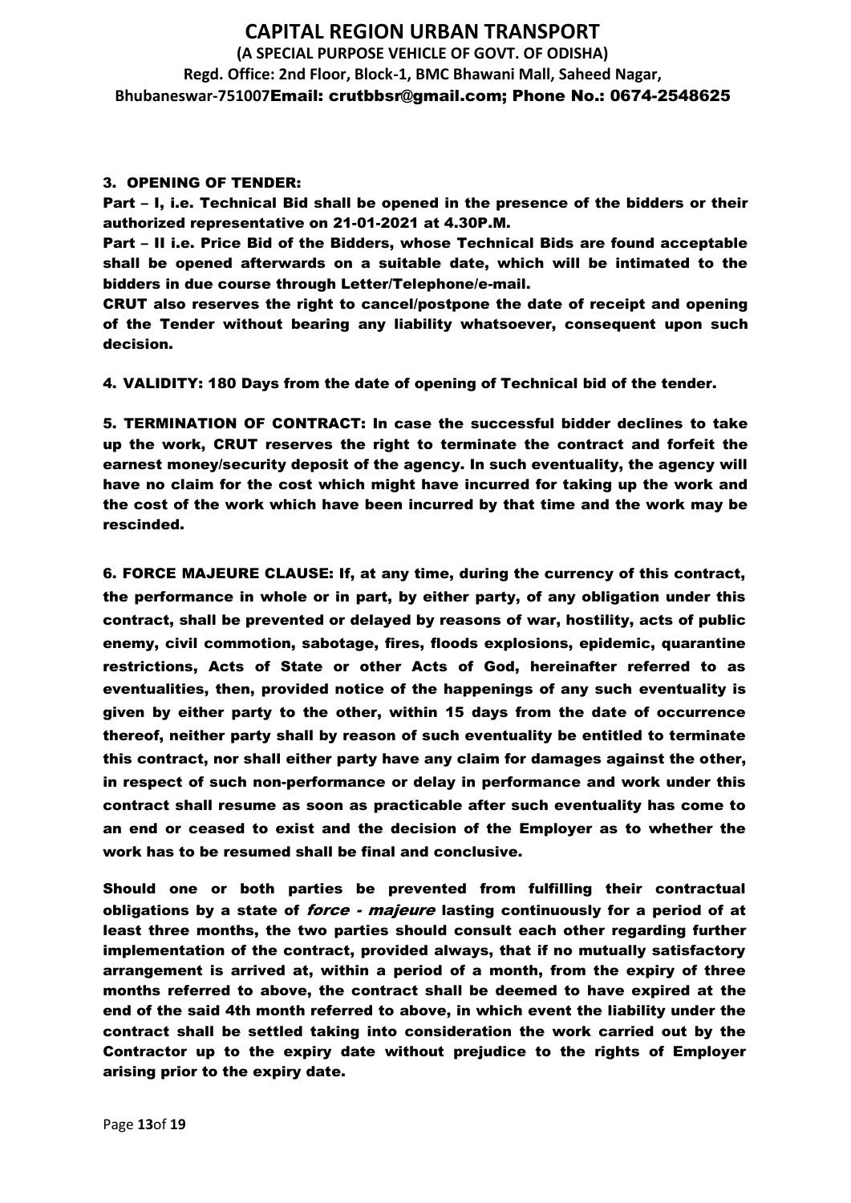### 3. OPENING OF TENDER:

**Part – I, i.e. Technical Bid shall be opened in the presence of the bidders or their authorized representative on 21-01-2021 at 4.30P.M.**

**Part – II i.e. Price Bid of the Bidders, whose Technical Bids are found acceptable shall be opened afterwards on a suitable date, which will be intimated to the bidders in due course through Letter/Telephone/e-mail.**

**CRUT also reserves the right to cancel/postpone the date of receipt and opening of the Tender without bearing any liability whatsoever, consequent upon such decision.**

**4. VALIDITY: 180 Days from the date of opening of Technical bid of the tender.**

**5. TERMINATION OF CONTRACT: In case the successful bidder declines to take up the work, CRUT reserves the right to terminate the contract and forfeit the earnest money/security deposit of the agency. In such eventuality, the agency will have no claim for the cost which might have incurred for taking up the work and the cost of the work which have been incurred by that time and the work may be rescinded.**

**6. FORCE MAJEURE CLAUSE: If, at any time, during the currency of this contract, the performance in whole or in part, by either party, of any obligation under this contract, shall be prevented or delayed by reasons of war, hostility, acts of public enemy, civil commotion, sabotage, fires, floods explosions, epidemic, quarantine restrictions, Acts of State or other Acts of God, hereinafter referred to as eventualities, then, provided notice of the happenings of any such eventuality is given by either party to the other, within 15 days from the date of occurrence thereof, neither party shall by reason of such eventuality be entitled to terminate this contract, nor shall either party have any claim for damages against the other, in respect of such non-performance or delay in performance and work under this contract shall resume as soon as practicable after such eventuality has come to an end or ceased to exist and the decision of the Employer as to whether the work has to be resumed shall be final and conclusive.**

**Should one or both parties be prevented from fulfilling their contractual obligations by a state of *force - majeure* lasting continuously for a period of at least three months, the two parties should consult each other regarding further implementation of the contract, provided always, that if no mutually satisfactory arrangement is arrived at, within a period of a month, from the expiry of three months referred to above, the contract shall be deemed to have expired at the end of the said 4th month referred to above, in which event the liability under the contract shall be settled taking into consideration the work carried out by the Contractor up to the expiry date without prejudice to the rights of Employer arising prior to the expiry date.**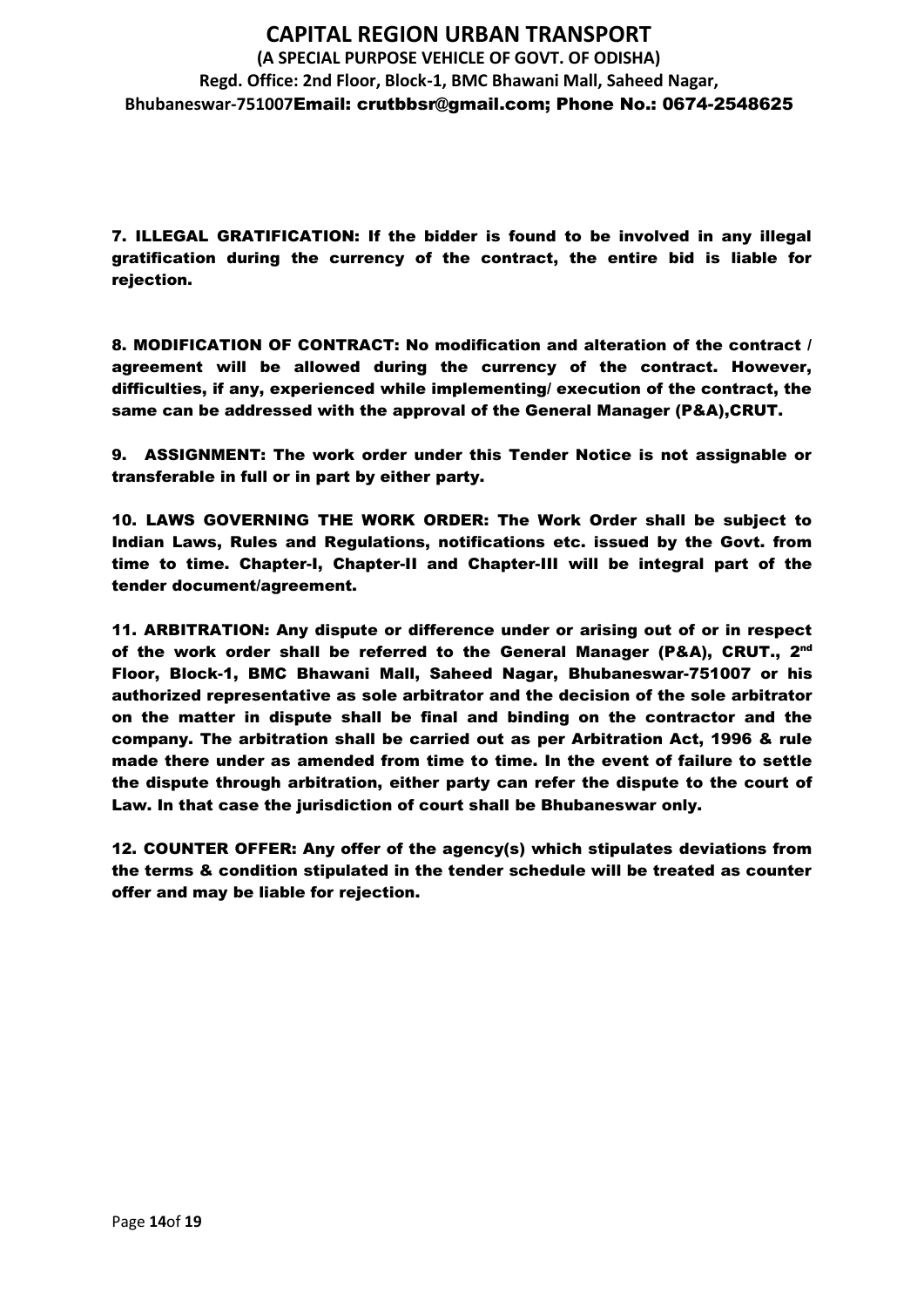**7. ILLEGAL GRATIFICATION: If the bidder is found to be involved in any illegal gratification during the currency of the contract, the entire bid is liable for rejection.**

**8. MODIFICATION OF CONTRACT: No modification and alteration of the contract / agreement will be allowed during the currency of the contract. However, difficulties, if any, experienced while implementing/ execution of the contract, the same can be addressed with the approval of the General Manager (P&A),CRUT.**

**9. ASSIGNMENT: The work order under this Tender Notice is not assignable or transferable in full or in part by either party.**

**10. LAWS GOVERNING THE WORK ORDER: The Work Order shall be subject to Indian Laws, Rules and Regulations, notifications etc. issued by the Govt. from time to time. Chapter-I, Chapter-II and Chapter-III will be integral part of the tender document/agreement.**

**11. ARBITRATION: Any dispute or difference under or arising out of or in respect of the work order shall be referred to the General Manager (P&A), CRUT., 2nd Floor, Block-1, BMC Bhawani Mall, Saheed Nagar, Bhubaneswar-751007 or his authorized representative as sole arbitrator and the decision of the sole arbitrator on the matter in dispute shall be final and binding on the contractor and the company. The arbitration shall be carried out as per Arbitration Act, 1996 & rule made there under as amended from time to time. In the event of failure to settle the dispute through arbitration, either party can refer the dispute to the court of Law. In that case the jurisdiction of court shall be Bhubaneswar only.**

**12. COUNTER OFFER: Any offer of the agency(s) which stipulates deviations from the terms & condition stipulated in the tender schedule will be treated as counter offer and may be liable for rejection.**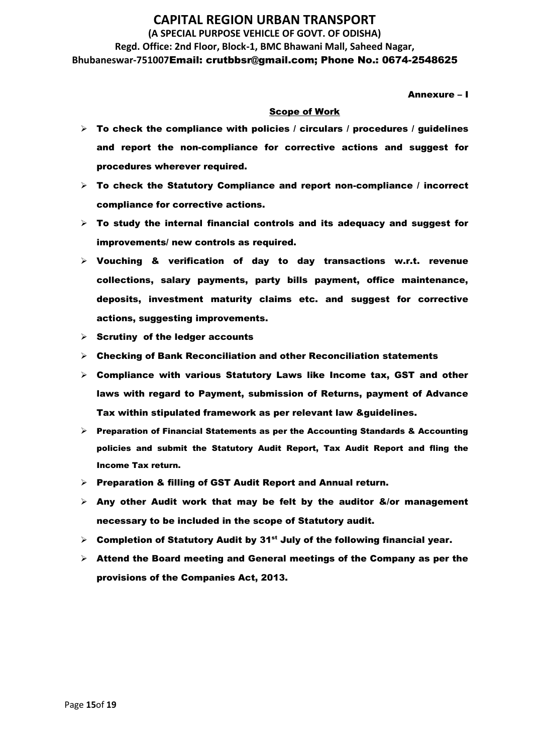# CAPITAL REGION URBAN TRANSPORT

**(A SPECIAL PURPOSE VEHICLE OF GOVT. OF ODISHA)**

**Regd. Office: 2nd Floor, Block-1, BMC Bhawani Mall, Saheed Nagar, Bhubaneswar-751007Email: crutbbsr@gmail.com; Phone No.: 0674-2548625**

**Annexure – I**

## Scope of Work

- **To check the compliance with policies / circulars / procedures / guidelines and report the non-compliance for corrective actions and suggest for procedures wherever required.**
- **To check the Statutory Compliance and report non-compliance / incorrect compliance for corrective actions.**
- **To study the internal financial controls and its adequacy and suggest for improvements/ new controls as required.**
- **Vouching & verification of day to day transactions w.r.t. revenue collections, salary payments, party bills payment, office maintenance, deposits, investment maturity claims etc. and suggest for corrective actions, suggesting improvements.**
- **Scrutiny of the ledger accounts**
- **Checking of Bank Reconciliation and other Reconciliation statements**
- **Compliance with various Statutory Laws like Income tax, GST and other laws with regard to Payment, submission of Returns, payment of Advance Tax within stipulated framework as per relevant law &guidelines.**
- **Preparation of Financial Statements as per the Accounting Standards & Accounting policies and submit the Statutory Audit Report, Tax Audit Report and fling the Income Tax return.**
- **Preparation & filling of GST Audit Report and Annual return.**
- **Any other Audit work that may be felt by the auditor &/or management necessary to be included in the scope of Statutory audit.**
- **Completion of Statutory Audit by 31st July of the following financial year.**
- **Attend the Board meeting and General meetings of the Company as per the provisions of the Companies Act, 2013.**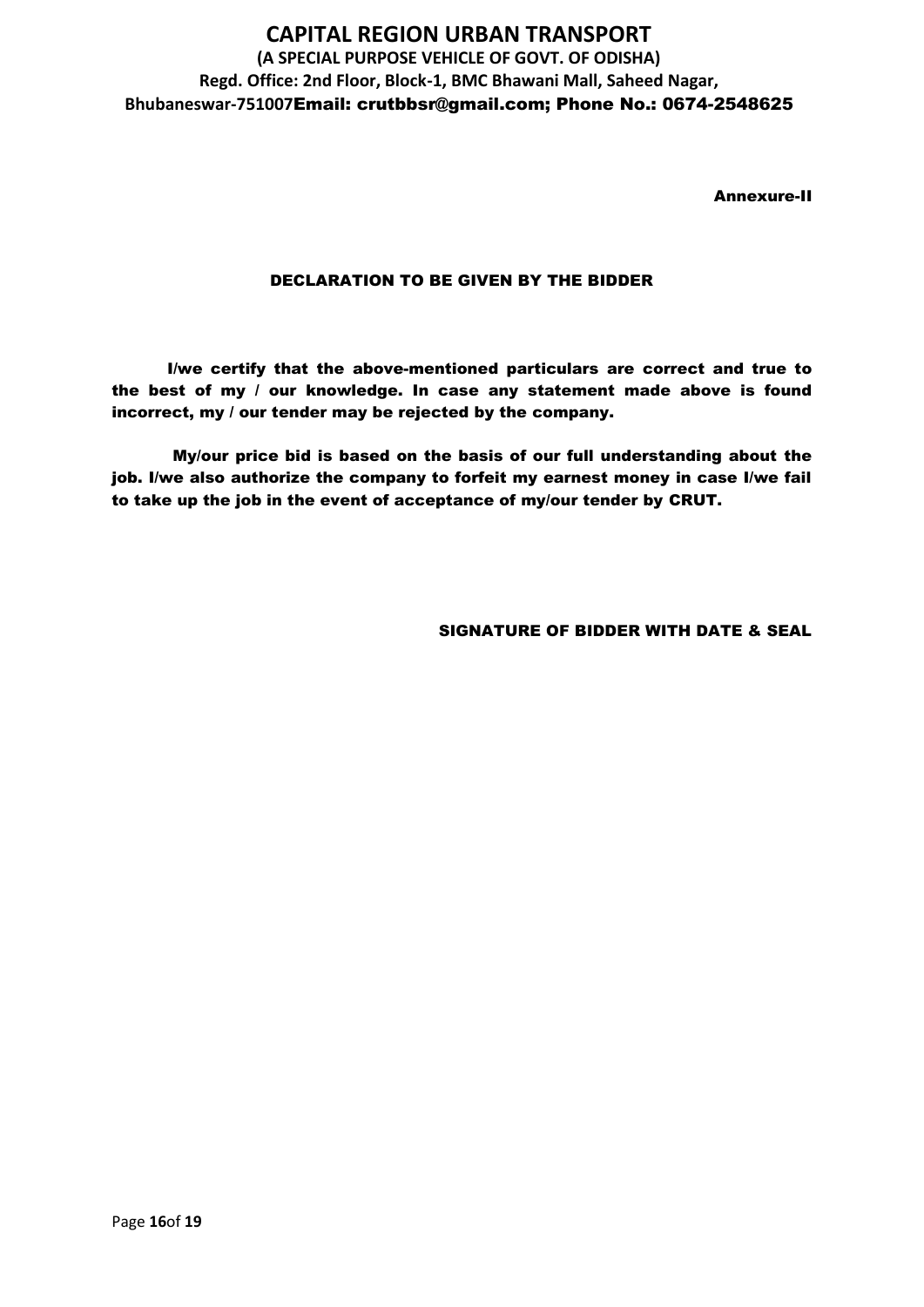Annexure-II

## DECLARATION TO BE GIVEN BY THE BIDDER

**I/we certify that the above-mentioned particulars are correct and true to the best of my / our knowledge. In case any statement made above is found incorrect, my / our tender may be rejected by the company.**

**My/our price bid is based on the basis of our full understanding about the job. I/we also authorize the company to forfeit my earnest money in case I/we fail to take up the job in the event of acceptance of my/our tender by CRUT.**

**SIGNATURE OF BIDDER WITH DATE & SEAL**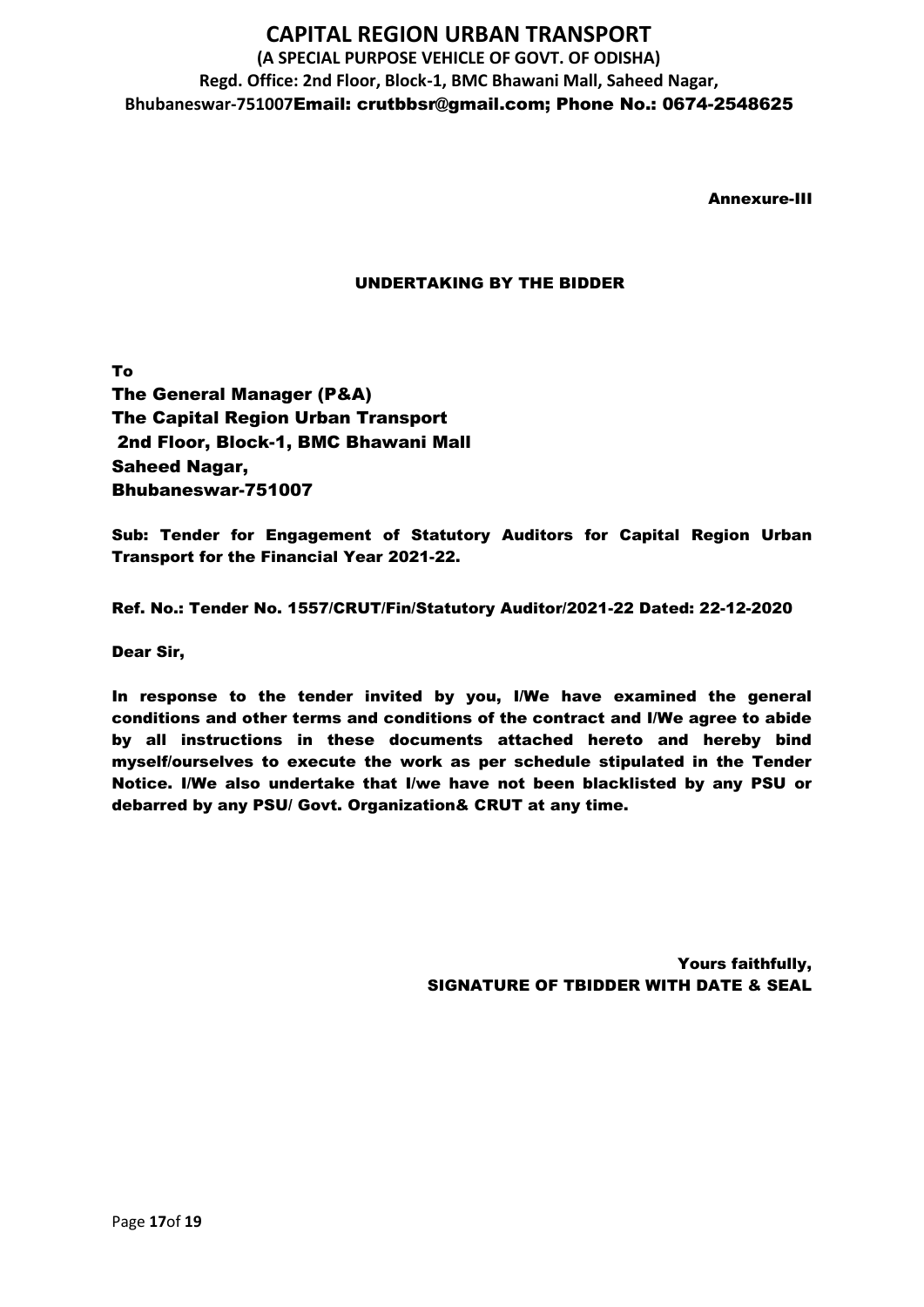# CAPITAL REGION URBAN TRANSPORT

**(A SPECIAL PURPOSE VEHICLE OF GOVT. OF ODISHA)**
**Regd. Office: 2nd Floor, Block-1, BMC Bhawani Mall, Saheed Nagar, Bhubaneswar-751007Email: crutbbsr@gmail.com; Phone No.: 0674-2548625**

**Annexure-III**

## UNDERTAKING BY THE BIDDER

**To**
**The General Manager (P&A)**
**The Capital Region Urban Transport**
**2nd Floor, Block-1, BMC Bhawani Mall**
**Saheed Nagar,**
**Bhubaneswar-751007**

**Sub: Tender for Engagement of Statutory Auditors for Capital Region Urban Transport for the Financial Year 2021-22.**

**Ref. No.: Tender No. 1557/CRUT/Fin/Statutory Auditor/2021-22 Dated: 22-12-2020**

**Dear Sir,**

**In response to the tender invited by you, I/We have examined the general conditions and other terms and conditions of the contract and I/We agree to abide by all instructions in these documents attached hereto and hereby bind myself/ourselves to execute the work as per schedule stipulated in the Tender Notice. I/We also undertake that I/we have not been blacklisted by any PSU or debarred by any PSU/ Govt. Organization& CRUT at any time.**

**Yours faithfully,**
**SIGNATURE OF TBIDDER WITH DATE & SEAL**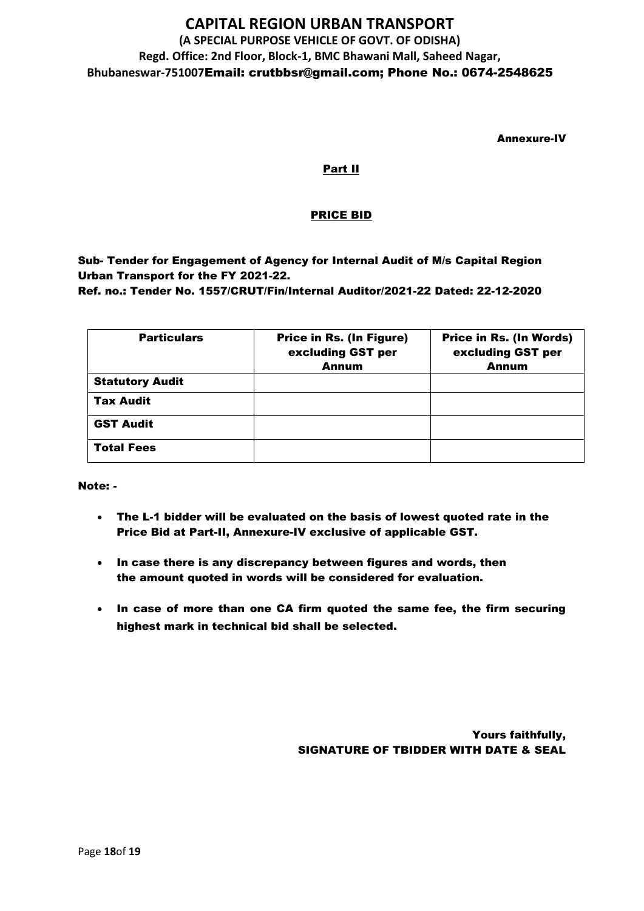# CAPITAL REGION URBAN TRANSPORT

**(A SPECIAL PURPOSE VEHICLE OF GOVT. OF ODISHA)**

**Regd. Office: 2nd Floor, Block-1, BMC Bhawani Mall, Saheed Nagar, Bhubaneswar-751007Email: crutbbsr@gmail.com; Phone No.: 0674-2548625**

**Annexure-IV**

## Part II

## PRICE BID

**Sub- Tender for Engagement of Agency for Internal Audit of M/s Capital Region Urban Transport for the FY 2021-22.**
**Ref. no.: Tender No. 1557/CRUT/Fin/Internal Auditor/2021-22 Dated: 22-12-2020**

| Particulars | Price in Rs. (In Figure) excluding GST per Annum | Price in Rs. (In Words) excluding GST per Annum |
|---|---|---|
| Statutory Audit | | |
| Tax Audit | | |
| GST Audit | | |
| Total Fees | | |

**Note: -**

- **The L-1 bidder will be evaluated on the basis of lowest quoted rate in the Price Bid at Part-II, Annexure-IV exclusive of applicable GST.**
- **In case there is any discrepancy between figures and words, then the amount quoted in words will be considered for evaluation.**
- **In case of more than one CA firm quoted the same fee, the firm securing highest mark in technical bid shall be selected.**

**Yours faithfully,**
**SIGNATURE OF TBIDDER WITH DATE & SEAL**